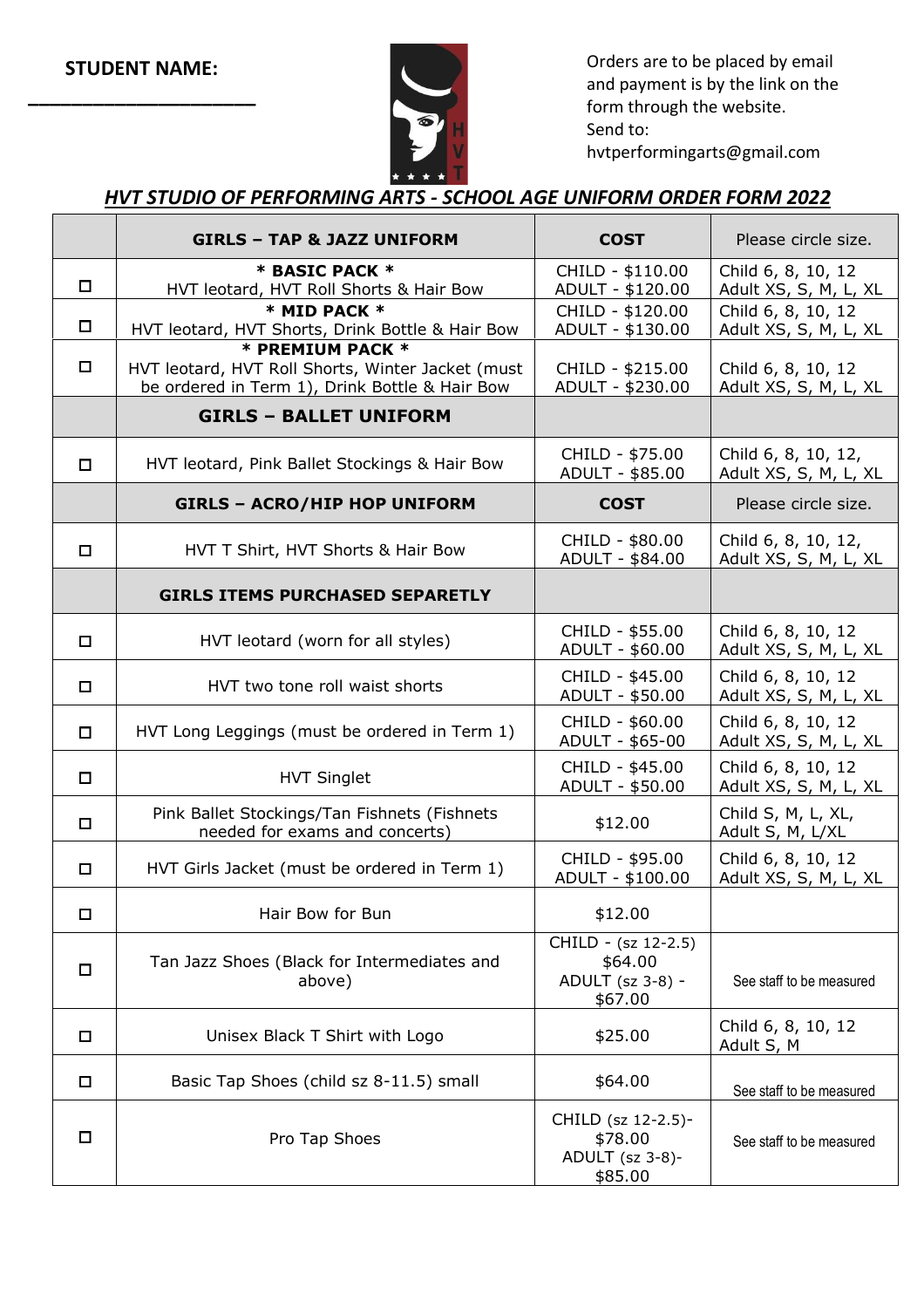**STUDENT NAME:**

______________________

Orders are to be placed by email and payment is by the link on the form through the website.
Send to:
hvtperformingarts@gmail.com

## *HVT STUDIO OF PERFORMING ARTS - SCHOOL AGE UNIFORM ORDER FORM 2022*

| | **GIRLS – TAP & JAZZ UNIFORM** | **COST** | Please circle size. |
|---|---|---|---|
| ☐ | **\* BASIC PACK \***<br>HVT leotard, HVT Roll Shorts & Hair Bow | CHILD - $110.00<br>ADULT - $120.00 | Child 6, 8, 10, 12<br>Adult XS, S, M, L, XL |
| ☐ | **\* MID PACK \***<br>HVT leotard, HVT Shorts, Drink Bottle & Hair Bow | CHILD - $120.00<br>ADULT - $130.00 | Child 6, 8, 10, 12<br>Adult XS, S, M, L, XL |
| ☐ | **\* PREMIUM PACK \***<br>HVT leotard, HVT Roll Shorts, Winter Jacket (must be ordered in Term 1), Drink Bottle & Hair Bow | CHILD - $215.00<br>ADULT - $230.00 | Child 6, 8, 10, 12<br>Adult XS, S, M, L, XL |
| | **GIRLS – BALLET UNIFORM** | | |
| ☐ | HVT leotard, Pink Ballet Stockings & Hair Bow | CHILD - $75.00<br>ADULT - $85.00 | Child 6, 8, 10, 12,<br>Adult XS, S, M, L, XL |
| | **GIRLS – ACRO/HIP HOP UNIFORM** | **COST** | Please circle size. |
| ☐ | HVT T Shirt, HVT Shorts & Hair Bow | CHILD - $80.00<br>ADULT - $84.00 | Child 6, 8, 10, 12,<br>Adult XS, S, M, L, XL |
| | **GIRLS ITEMS PURCHASED SEPARETLY** | | |
| ☐ | HVT leotard (worn for all styles) | CHILD - $55.00<br>ADULT - $60.00 | Child 6, 8, 10, 12<br>Adult XS, S, M, L, XL |
| ☐ | HVT two tone roll waist shorts | CHILD - $45.00<br>ADULT - $50.00 | Child 6, 8, 10, 12<br>Adult XS, S, M, L, XL |
| ☐ | HVT Long Leggings (must be ordered in Term 1) | CHILD - $60.00<br>ADULT - $65-00 | Child 6, 8, 10, 12<br>Adult XS, S, M, L, XL |
| ☐ | HVT Singlet | CHILD - $45.00<br>ADULT - $50.00 | Child 6, 8, 10, 12<br>Adult XS, S, M, L, XL |
| ☐ | Pink Ballet Stockings/Tan Fishnets (Fishnets needed for exams and concerts) | $12.00 | Child S, M, L, XL,<br>Adult S, M, L/XL |
| ☐ | HVT Girls Jacket (must be ordered in Term 1) | CHILD - $95.00<br>ADULT - $100.00 | Child 6, 8, 10, 12<br>Adult XS, S, M, L, XL |
| ☐ | Hair Bow for Bun | $12.00 | |
| ☐ | Tan Jazz Shoes (Black for Intermediates and above) | CHILD - (sz 12-2.5) $64.00<br>ADULT (sz 3-8) - $67.00 | See staff to be measured |
| ☐ | Unisex Black T Shirt with Logo | $25.00 | Child 6, 8, 10, 12<br>Adult S, M |
| ☐ | Basic Tap Shoes (child sz 8-11.5) small | $64.00 | See staff to be measured |
| ☐ | Pro Tap Shoes | CHILD (sz 12-2.5)- $78.00<br>ADULT (sz 3-8)- $85.00 | See staff to be measured |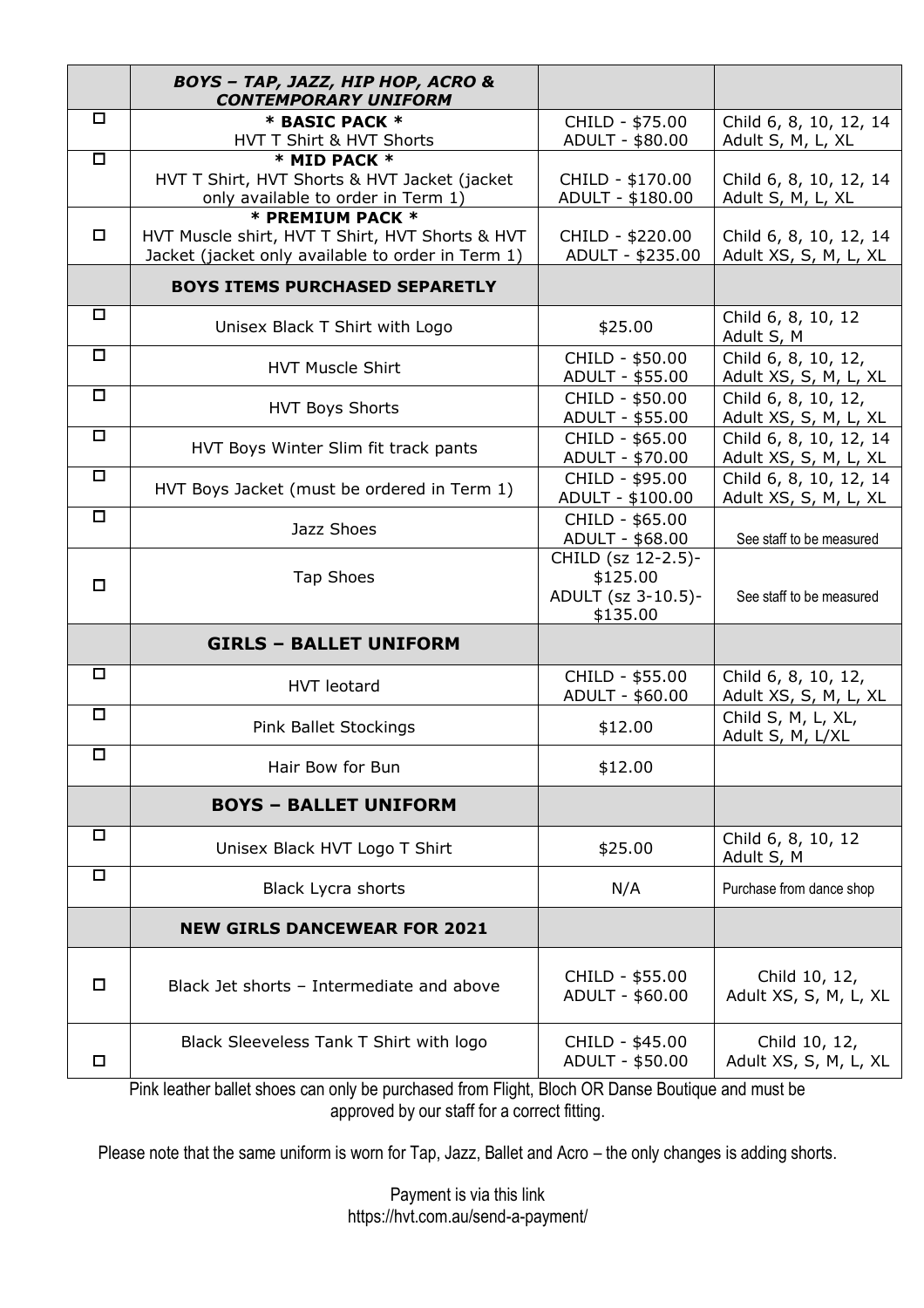| | | | |
|---|---|---|---|
| | ***BOYS – TAP, JAZZ, HIP HOP, ACRO & CONTEMPORARY UNIFORM*** | | |
| ☐ | **\* BASIC PACK \***<br>HVT T Shirt & HVT Shorts | CHILD - $75.00<br>ADULT - $80.00 | Child 6, 8, 10, 12, 14<br>Adult S, M, L, XL |
| ☐ | **\* MID PACK \***<br>HVT T Shirt, HVT Shorts & HVT Jacket (jacket only available to order in Term 1) | CHILD - $170.00<br>ADULT - $180.00 | Child 6, 8, 10, 12, 14<br>Adult S, M, L, XL |
| ☐ | **\* PREMIUM PACK \***<br>HVT Muscle shirt, HVT T Shirt, HVT Shorts & HVT Jacket (jacket only available to order in Term 1) | CHILD - $220.00<br>ADULT - $235.00 | Child 6, 8, 10, 12, 14<br>Adult XS, S, M, L, XL |
| | **BOYS ITEMS PURCHASED SEPARETLY** | | |
| ☐ | Unisex Black T Shirt with Logo | $25.00 | Child 6, 8, 10, 12<br>Adult S, M |
| ☐ | HVT Muscle Shirt | CHILD - $50.00<br>ADULT - $55.00 | Child 6, 8, 10, 12,<br>Adult XS, S, M, L, XL |
| ☐ | HVT Boys Shorts | CHILD - $50.00<br>ADULT - $55.00 | Child 6, 8, 10, 12,<br>Adult XS, S, M, L, XL |
| ☐ | HVT Boys Winter Slim fit track pants | CHILD - $65.00<br>ADULT - $70.00 | Child 6, 8, 10, 12, 14<br>Adult XS, S, M, L, XL |
| ☐ | HVT Boys Jacket (must be ordered in Term 1) | CHILD - $95.00<br>ADULT - $100.00 | Child 6, 8, 10, 12, 14<br>Adult XS, S, M, L, XL |
| ☐ | Jazz Shoes | CHILD - $65.00<br>ADULT - $68.00 | See staff to be measured |
| ☐ | Tap Shoes | CHILD (sz 12-2.5)- $125.00<br>ADULT (sz 3-10.5)- $135.00 | See staff to be measured |
| | **GIRLS – BALLET UNIFORM** | | |
| ☐ | HVT leotard | CHILD - $55.00<br>ADULT - $60.00 | Child 6, 8, 10, 12,<br>Adult XS, S, M, L, XL |
| ☐ | Pink Ballet Stockings | $12.00 | Child S, M, L, XL,<br>Adult S, M, L/XL |
| ☐ | Hair Bow for Bun | $12.00 | |
| | **BOYS – BALLET UNIFORM** | | |
| ☐ | Unisex Black HVT Logo T Shirt | $25.00 | Child 6, 8, 10, 12<br>Adult S, M |
| ☐ | Black Lycra shorts | N/A | Purchase from dance shop |
| | **NEW GIRLS DANCEWEAR FOR 2021** | | |
| ☐ | Black Jet shorts – Intermediate and above | CHILD - $55.00<br>ADULT - $60.00 | Child 10, 12,<br>Adult XS, S, M, L, XL |
| ☐ | Black Sleeveless Tank T Shirt with logo | CHILD - $45.00<br>ADULT - $50.00 | Child 10, 12,<br>Adult XS, S, M, L, XL |

Pink leather ballet shoes can only be purchased from Flight, Bloch OR Danse Boutique and must be approved by our staff for a correct fitting.

Please note that the same uniform is worn for Tap, Jazz, Ballet and Acro – the only changes is adding shorts.

Payment is via this link
https://hvt.com.au/send-a-payment/